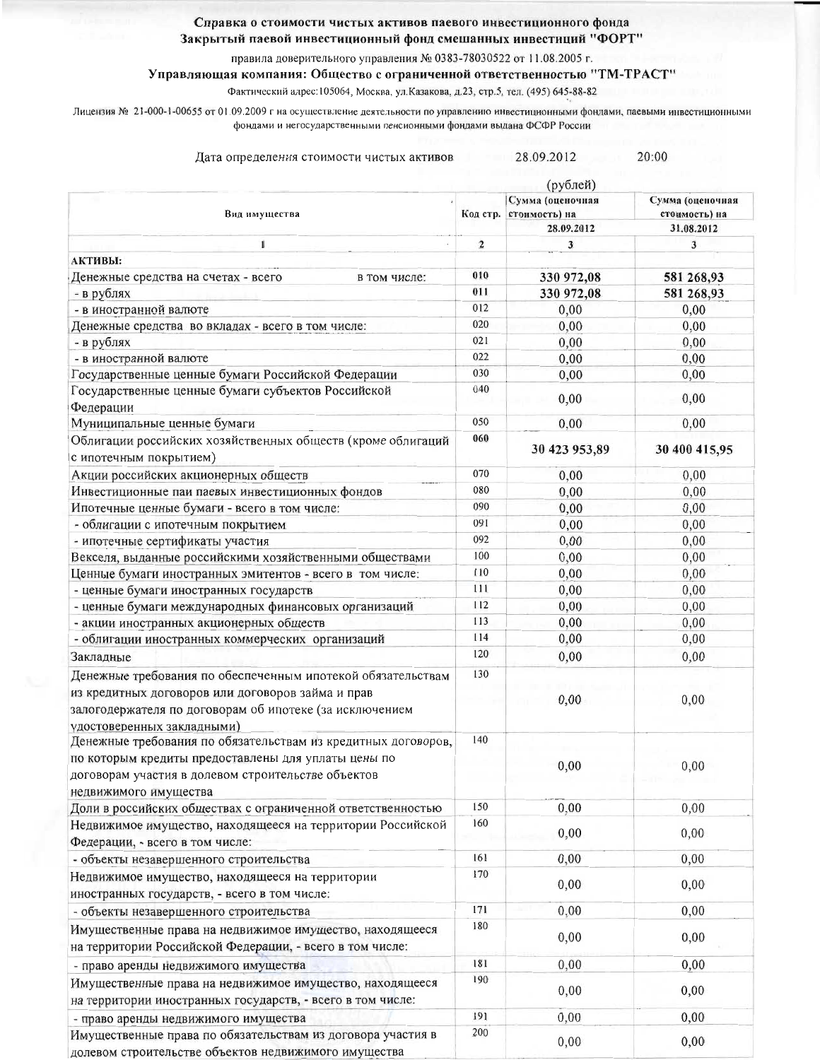**Справка о стоимости чистых активов паевого инвестиционного фонда**
**Закрытый паевой инвестиционный фонд смешанных инвестиций "ФОРТ"**

правила доверительного управления № 0383-78030522 от 11.08.2005 г.

**Управляющая компания: Общество с ограниченной ответственностью "ТМ-ТРАСТ"**

Фактический адрес:105064, Москва, ул.Казакова, д.23, стр.5, тел. (495) 645-88-82

Лицензия № 21-000-1-00655 от 01.09.2009 г на осуществление деятельности по управлению инвестиционными фондами, паевыми инвестиционными фондами и негосударственными пенсионными фондами выдана ФСФР России

Дата определения стоимости чистых активов 28.09.2012 20:00

(рублей)

| Вид имущества | Код стр. | Сумма (оценочная стоимость) на 28.09.2012 | Сумма (оценочная стоимость) на 31.08.2012 |
|---|---|---|---|
| 1 | 2 | 3 | 3 |
| **АКТИВЫ:** | | | |
| Денежные средства на счетах - всего в том числе: | 010 | **330 972,08** | **581 268,93** |
| - в рублях | 011 | **330 972,08** | **581 268,93** |
| - в иностранной валюте | 012 | 0,00 | 0,00 |
| Денежные средства во вкладах - всего в том числе: | 020 | 0,00 | 0,00 |
| - в рублях | 021 | 0,00 | 0,00 |
| - в иностранной валюте | 022 | 0,00 | 0,00 |
| Государственные ценные бумаги Российской Федерации | 030 | 0,00 | 0,00 |
| Государственные ценные бумаги субъектов Российской Федерации | 040 | 0,00 | 0,00 |
| Муниципальные ценные бумаги | 050 | 0,00 | 0,00 |
| Облигации российских хозяйственных обществ (кроме облигаций с ипотечным покрытием) | 060 | **30 423 953,89** | **30 400 415,95** |
| Акции российских акционерных обществ | 070 | 0,00 | 0,00 |
| Инвестиционные паи паевых инвестиционных фондов | 080 | 0,00 | 0,00 |
| Ипотечные ценные бумаги - всего в том числе: | 090 | 0,00 | 0,00 |
| - облигации с ипотечным покрытием | 091 | 0,00 | 0,00 |
| - ипотечные сертификаты участия | 092 | 0,00 | 0,00 |
| Векселя, выданные российскими хозяйственными обществами | 100 | 0,00 | 0,00 |
| Ценные бумаги иностранных эмитентов - всего в том числе: | 110 | 0,00 | 0,00 |
| - ценные бумаги иностранных государств | 111 | 0,00 | 0,00 |
| - ценные бумаги международных финансовых организаций | 112 | 0,00 | 0,00 |
| - акции иностранных акционерных обществ | 113 | 0,00 | 0,00 |
| - облигации иностранных коммерческих организаций | 114 | 0,00 | 0,00 |
| Закладные | 120 | 0,00 | 0,00 |
| Денежные требования по обеспеченным ипотекой обязательствам из кредитных договоров или договоров займа и прав залогодержателя по договорам об ипотеке (за исключением удостоверенных закладными) | 130 | 0,00 | 0,00 |
| Денежные требования по обязательствам из кредитных договоров, по которым кредиты предоставлены для уплаты цены по договорам участия в долевом строительстве объектов недвижимого имущества | 140 | 0,00 | 0,00 |
| Доли в российских обществах с ограниченной ответственностью | 150 | 0,00 | 0,00 |
| Недвижимое имущество, находящееся на территории Российской Федерации, - всего в том числе: | 160 | 0,00 | 0,00 |
| - объекты незавершенного строительства | 161 | 0,00 | 0,00 |
| Недвижимое имущество, находящееся на территории иностранных государств, - всего в том числе: | 170 | 0,00 | 0,00 |
| - объекты незавершенного строительства | 171 | 0,00 | 0,00 |
| Имущественные права на недвижимое имущество, находящееся на территории Российской Федерации, - всего в том числе: | 180 | 0,00 | 0,00 |
| - право аренды недвижимого имущества | 181 | 0,00 | 0,00 |
| Имущественные права на недвижимое имущество, находящееся на территории иностранных государств, - всего в том числе: | 190 | 0,00 | 0,00 |
| - право аренды недвижимого имущества | 191 | 0,00 | 0,00 |
| Имущественные права по обязательствам из договора участия в долевом строительстве объектов недвижимого имущества | 200 | 0,00 | 0,00 |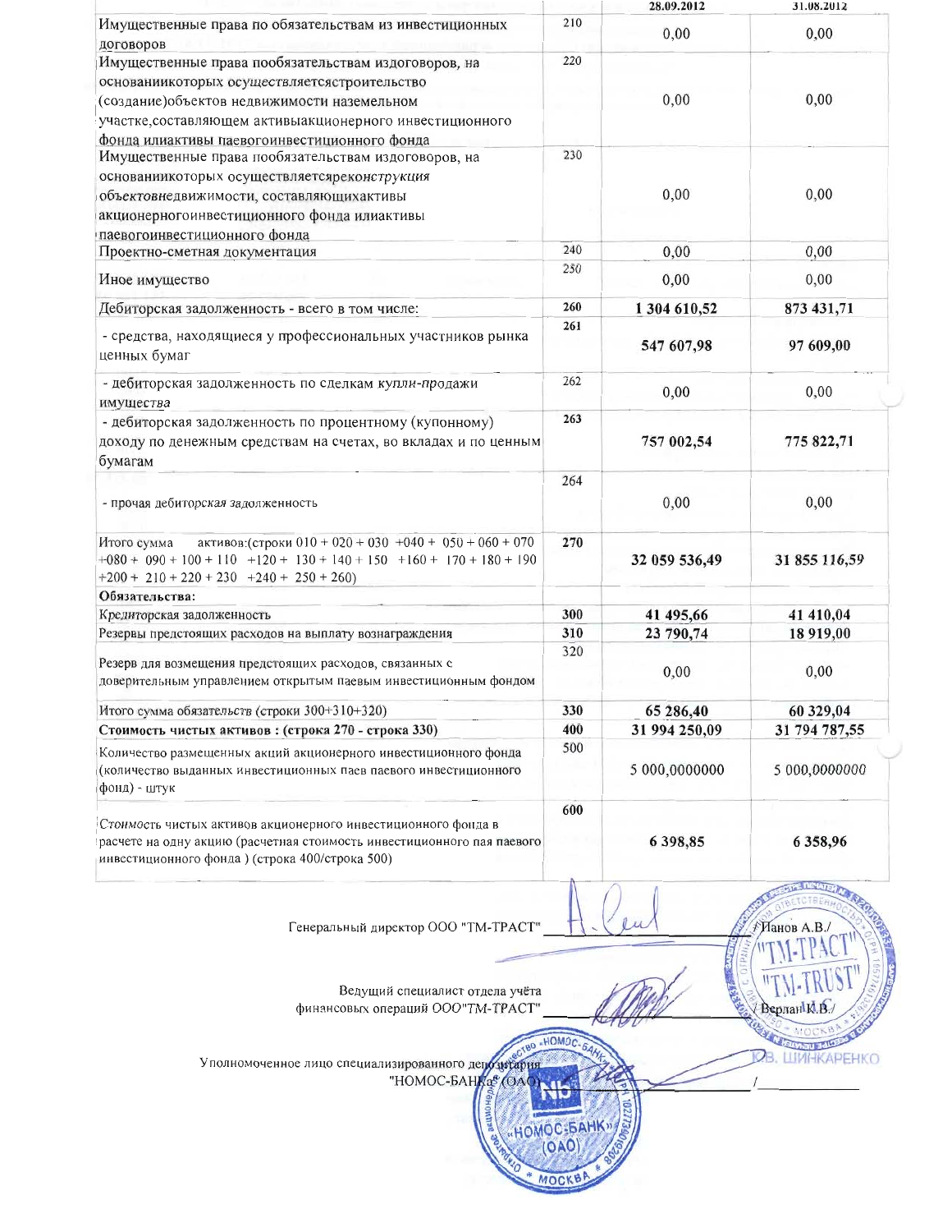| | | 28.09.2012 | 31.08.2012 |
|---|---|---|---|
| Имущественные права по обязательствам из инвестиционных договоров | 210 | 0,00 | 0,00 |
| Имущественные права пообязательствам издоговоров, на основаниикоторых осуществляетсястроительство (создание)объектов недвижимости наземельном участке,составляющем активыакционерного инвестиционного фонда илиактивы паевогоинвестиционного фонда | 220 | 0,00 | 0,00 |
| Имущественные права пообязательствам издоговоров, на основаниикоторых осуществляетсяреконструкция объектовнедвижимости, составляющихактивы акционерногоинвестиционного фонда илиактивы паевогоинвестиционного фонда | 230 | 0,00 | 0,00 |
| Проектно-сметная документация | 240 | 0,00 | 0,00 |
| Иное имущество | 250 | 0,00 | 0,00 |
| Дебиторская задолженность - всего в том числе: | 260 | **1 304 610,52** | **873 431,71** |
| - средства, находящиеся у профессиональных участников рынка ценных бумаг | 261 | **547 607,98** | **97 609,00** |
| - дебиторская задолженность по сделкам купли-продажи имущества | 262 | 0,00 | 0,00 |
| - дебиторская задолженность по процентному (купонному) доходу по денежным средствам на счетах, во вкладах и по ценным бумагам | 263 | **757 002,54** | **775 822,71** |
| - прочая дебиторская задолженность | 264 | 0,00 | 0,00 |
| Итого сумма активов:(строки 010 + 020 + 030 +040 + 050 + 060 + 070 +080 + 090 + 100 + 110 +120 + 130 + 140 + 150 +160 + 170 + 180 + 190 +200 + 210 + 220 + 230 +240 + 250 + 260) | 270 | **32 059 536,49** | **31 855 116,59** |
| **Обязательства:** | | | |
| Кредиторская задолженность | 300 | **41 495,66** | **41 410,04** |
| Резервы предстоящих расходов на выплату вознаграждения | 310 | **23 790,74** | **18 919,00** |
| Резерв для возмещения предстоящих расходов, связанных с доверительным управлением открытым паевым инвестиционным фондом | 320 | 0,00 | 0,00 |
| Итого сумма обязательств (строки 300+310+320) | 330 | **65 286,40** | **60 329,04** |
| **Стоимость чистых активов : (строка 270 - строка 330)** | **400** | **31 994 250,09** | **31 794 787,55** |
| Количество размещенных акций акционерного инвестиционного фонда (количество выданных инвестиционных паев паевого инвестиционного фонд) - штук | 500 | 5 000,0000000 | 5 000,0000000 |
| Стоимость чистых активов акционерного инвестиционного фонда в расчете на одну акцию (расчетная стоимость инвестиционного пая паевого инвестиционного фонда ) (строка 400/строка 500) | 600 | **6 398,85** | **6 358,96** |

Генеральный директор ООО "ТМ-ТРАСТ" ____________ / Ианов А.В./

Ведущий специалист отдела учёта финансовых операций ООО"ТМ-ТРАСТ" ____________ / Верлан К.В./

Уполномоченное лицо специализированного депозитария "НОМОС-БАНКа" (ОАО) ____________ / ____________

К.В. ШИНКАРЕНКО